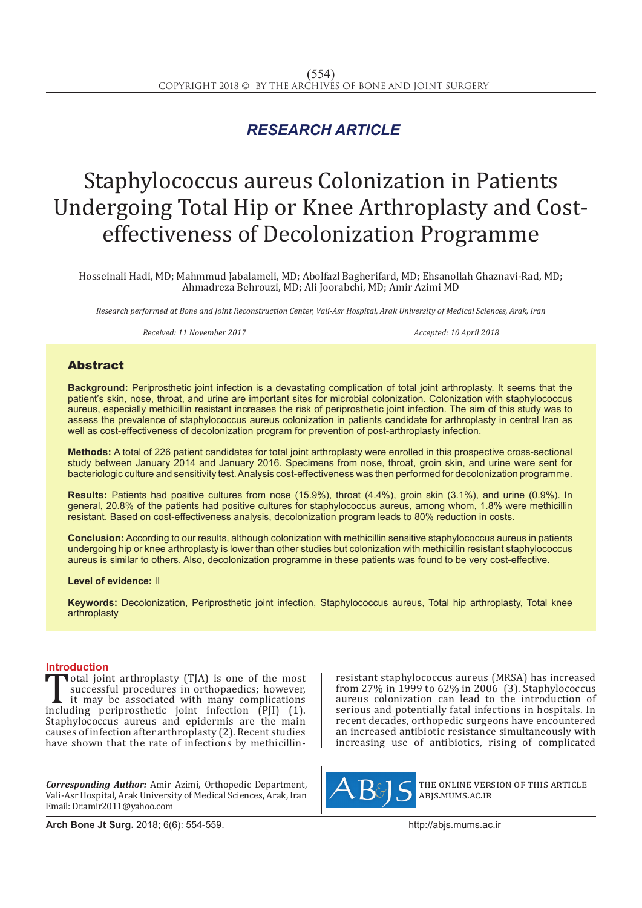*RESEARCH ARTICLE*

# Staphylococcus aureus Colonization in Patients Undergoing Total Hip or Knee Arthroplasty and Cost-effectiveness of Decolonization Programme

Hosseinali Hadi, MD; Mahmmud Jabalameli, MD; Abolfazl Bagherifard, MD; Ehsanollah Ghaznavi-Rad, MD; Ahmadreza Behrouzi, MD; Ali Joorabchi, MD; Amir Azimi MD

*Research performed at Bone and Joint Reconstruction Center, Vali-Asr Hospital, Arak University of Medical Sciences, Arak, Iran*

*Received: 11 November 2017* *Accepted: 10 April 2018*

## Abstract

**Background:** Periprosthetic joint infection is a devastating complication of total joint arthroplasty. It seems that the patient's skin, nose, throat, and urine are important sites for microbial colonization. Colonization with staphylococcus aureus, especially methicillin resistant increases the risk of periprosthetic joint infection. The aim of this study was to assess the prevalence of staphylococcus aureus colonization in patients candidate for arthroplasty in central Iran as well as cost-effectiveness of decolonization program for prevention of post-arthroplasty infection.

**Methods:** A total of 226 patient candidates for total joint arthroplasty were enrolled in this prospective cross-sectional study between January 2014 and January 2016. Specimens from nose, throat, groin skin, and urine were sent for bacteriologic culture and sensitivity test. Analysis cost-effectiveness was then performed for decolonization programme.

**Results:** Patients had positive cultures from nose (15.9%), throat (4.4%), groin skin (3.1%), and urine (0.9%). In general, 20.8% of the patients had positive cultures for staphylococcus aureus, among whom, 1.8% were methicillin resistant. Based on cost-effectiveness analysis, decolonization program leads to 80% reduction in costs.

**Conclusion:** According to our results, although colonization with methicillin sensitive staphylococcus aureus in patients undergoing hip or knee arthroplasty is lower than other studies but colonization with methicillin resistant staphylococcus aureus is similar to others. Also, decolonization programme in these patients was found to be very cost-effective.

**Level of evidence:** II

**Keywords:** Decolonization, Periprosthetic joint infection, Staphylococcus aureus, Total hip arthroplasty, Total knee arthroplasty

## Introduction

Total joint arthroplasty (TJA) is one of the most successful procedures in orthopaedics; however, it may be associated with many complications including periprosthetic joint infection (PJI) (1). Staphylococcus aureus and epidermis are the main causes of infection after arthroplasty (2). Recent studies have shown that the rate of infections by methicillin-resistant staphylococcus aureus (MRSA) has increased from 27% in 1999 to 62% in 2006 (3). Staphylococcus aureus colonization can lead to the introduction of serious and potentially fatal infections in hospitals. In recent decades, orthopedic surgeons have encountered an increased antibiotic resistance simultaneously with increasing use of antibiotics, rising of complicated

*Corresponding Author:* Amir Azimi, Orthopedic Department, Vali-Asr Hospital, Arak University of Medical Sciences, Arak, Iran
Email: Dr.amir2011@yahoo.com

THE ONLINE VERSION OF THIS ARTICLE
ABJS.MUMS.AC.IR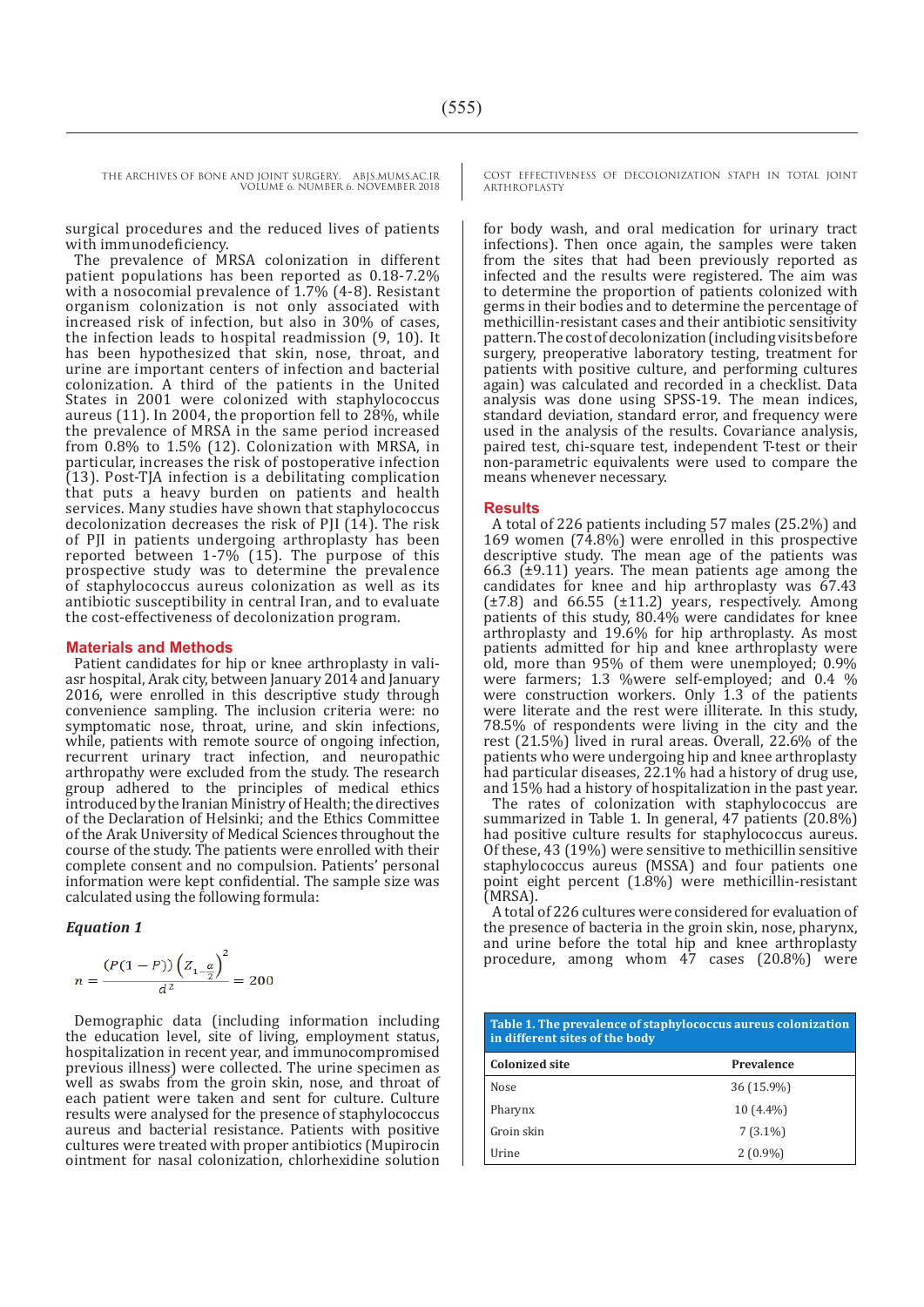surgical procedures and the reduced lives of patients with immunodeficiency.

The prevalence of MRSA colonization in different patient populations has been reported as 0.18-7.2% with a nosocomial prevalence of 1.7% (4-8). Resistant organism colonization is not only associated with increased risk of infection, but also in 30% of cases, the infection leads to hospital readmission (9, 10). It has been hypothesized that skin, nose, throat, and urine are important centers of infection and bacterial colonization. A third of the patients in the United States in 2001 were colonized with staphylococcus aureus (11). In 2004, the proportion fell to 28%, while the prevalence of MRSA in the same period increased from 0.8% to 1.5% (12). Colonization with MRSA, in particular, increases the risk of postoperative infection (13). Post-TJA infection is a debilitating complication that puts a heavy burden on patients and health services. Many studies have shown that staphylococcus decolonization decreases the risk of PJI (14). The risk of PJI in patients undergoing arthroplasty has been reported between 1-7% (15). The purpose of this prospective study was to determine the prevalence of staphylococcus aureus colonization as well as its antibiotic susceptibility in central Iran, and to evaluate the cost-effectiveness of decolonization program.

## Materials and Methods

Patient candidates for hip or knee arthroplasty in vali-asr hospital, Arak city, between January 2014 and January 2016, were enrolled in this descriptive study through convenience sampling. The inclusion criteria were: no symptomatic nose, throat, urine, and skin infections, while, patients with remote source of ongoing infection, recurrent urinary tract infection, and neuropathic arthropathy were excluded from the study. The research group adhered to the principles of medical ethics introduced by the Iranian Ministry of Health; the directives of the Declaration of Helsinki; and the Ethics Committee of the Arak University of Medical Sciences throughout the course of the study. The patients were enrolled with their complete consent and no compulsion. Patients' personal information were kept confidential. The sample size was calculated using the following formula:

*Equation 1*

$$n = \frac{(P(1-P))\left(Z_{1-\frac{\alpha}{2}}\right)^2}{d^2} = 200$$

Demographic data (including information including the education level, site of living, employment status, hospitalization in recent year, and immunocompromised previous illness) were collected. The urine specimen as well as swabs from the groin skin, nose, and throat of each patient were taken and sent for culture. Culture results were analysed for the presence of staphylococcus aureus and bacterial resistance. Patients with positive cultures were treated with proper antibiotics (Mupirocin ointment for nasal colonization, chlorhexidine solution for body wash, and oral medication for urinary tract infections). Then once again, the samples were taken from the sites that had been previously reported as infected and the results were registered. The aim was to determine the proportion of patients colonized with germs in their bodies and to determine the percentage of methicillin-resistant cases and their antibiotic sensitivity pattern. The cost of decolonization (including visits before surgery, preoperative laboratory testing, treatment for patients with positive culture, and performing cultures again) was calculated and recorded in a checklist. Data analysis was done using SPSS-19. The mean indices, standard deviation, standard error, and frequency were used in the analysis of the results. Covariance analysis, paired test, chi-square test, independent T-test or their non-parametric equivalents were used to compare the means whenever necessary.

## Results

A total of 226 patients including 57 males (25.2%) and 169 women (74.8%) were enrolled in this prospective descriptive study. The mean age of the patients was 66.3 (±9.11) years. The mean patients age among the candidates for knee and hip arthroplasty was 67.43 (±7.8) and 66.55 (±11.2) years, respectively. Among patients of this study, 80.4% were candidates for knee arthroplasty and 19.6% for hip arthroplasty. As most patients admitted for hip and knee arthroplasty were old, more than 95% of them were unemployed; 0.9% were farmers; 1.3 %were self-employed; and 0.4 % were construction workers. Only 1.3 of the patients were literate and the rest were illiterate. In this study, 78.5% of respondents were living in the city and the rest (21.5%) lived in rural areas. Overall, 22.6% of the patients who were undergoing hip and knee arthroplasty had particular diseases, 22.1% had a history of drug use, and 15% had a history of hospitalization in the past year.

The rates of colonization with staphylococcus are summarized in Table 1. In general, 47 patients (20.8%) had positive culture results for staphylococcus aureus. Of these, 43 (19%) were sensitive to methicillin sensitive staphylococcus aureus (MSSA) and four patients one point eight percent (1.8%) were methicillin-resistant (MRSA).

A total of 226 cultures were considered for evaluation of the presence of bacteria in the groin skin, nose, pharynx, and urine before the total hip and knee arthroplasty procedure, among whom 47 cases (20.8%) were

**Table 1. The prevalence of staphylococcus aureus colonization in different sites of the body**

| Colonized site | Prevalence |
|---|---|
| Nose | 36 (15.9%) |
| Pharynx | 10 (4.4%) |
| Groin skin | 7 (3.1%) |
| Urine | 2 (0.9%) |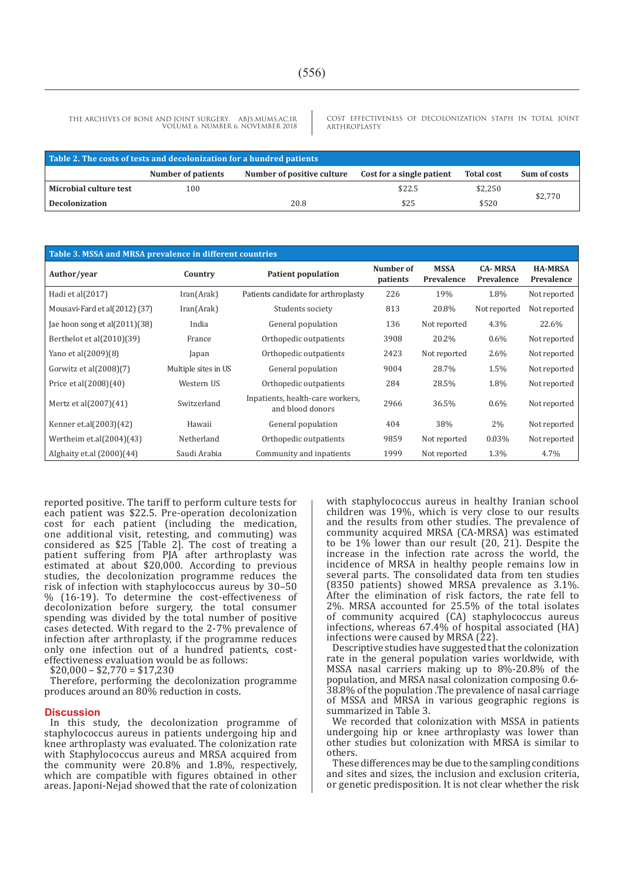| Table 2. The costs of tests and decolonization for a hundred patients | | | | | |
|---|---|---|---|---|---|
| | **Number of patients** | **Number of positive culture** | **Cost for a single patient** | **Total cost** | **Sum of costs** |
| **Microbial culture test** | 100 | | $22.5 | $2,250 | $2,770 |
| **Decolonization** | | 20.8 | $25 | $520 | |

| Table 3. MSSA and MRSA prevalence in different countries | | | | | | |
|---|---|---|---|---|---|---|
| **Author/year** | **Country** | **Patient population** | **Number of patients** | **MSSA Prevalence** | **CA- MRSA Prevalence** | **HA-MRSA Prevalence** |
| Hadi et al(2017) | Iran(Arak) | Patients candidate for arthroplasty | 226 | 19% | 1.8% | Not reported |
| Mousavi-Fard et al(2012) (37) | Iran(Arak) | Students society | 813 | 20.8% | Not reported | Not reported |
| Jae hoon song et al(2011)(38) | India | General population | 136 | Not reported | 4.3% | 22.6% |
| Berthelot et al(2010)(39) | France | Orthopedic outpatients | 3908 | 20.2% | 0.6% | Not reported |
| Yano et al(2009)(8) | Japan | Orthopedic outpatients | 2423 | Not reported | 2.6% | Not reported |
| Gorwitz et al(2008)(7) | Multiple sites in US | General population | 9004 | 28.7% | 1.5% | Not reported |
| Price et al(2008)(40) | Western US | Orthopedic outpatients | 284 | 28.5% | 1.8% | Not reported |
| Mertz et al(2007)(41) | Switzerland | Inpatients, health-care workers, and blood donors | 2966 | 36.5% | 0.6% | Not reported |
| Kenner et.al(2003)(42) | Hawaii | General population | 404 | 38% | 2% | Not reported |
| Wertheim et.al(2004)(43) | Netherland | Orthopedic outpatients | 9859 | Not reported | 0.03% | Not reported |
| Alghaity et.al (2000)(44) | Saudi Arabia | Community and inpatients | 1999 | Not reported | 1.3% | 4.7% |

reported positive. The tariff to perform culture tests for each patient was $22.5. Pre-operation decolonization cost for each patient (including the medication, one additional visit, retesting, and commuting) was considered as $25 [Table 2]. The cost of treating a patient suffering from PJA after arthroplasty was estimated at about $20,000. According to previous studies, the decolonization programme reduces the risk of infection with staphylococcus aureus by 30–50 % (16-19). To determine the cost-effectiveness of decolonization before surgery, the total consumer spending was divided by the total number of positive cases detected. With regard to the 2-7% prevalence of infection after arthroplasty, if the programme reduces only one infection out of a hundred patients, cost-effectiveness evaluation would be as follows:

$20,000 – $2,770 = $17,230

Therefore, performing the decolonization programme produces around an 80% reduction in costs.

## Discussion

In this study, the decolonization programme of staphylococcus aureus in patients undergoing hip and knee arthroplasty was evaluated. The colonization rate with Staphylococcus aureus and MRSA acquired from the community were 20.8% and 1.8%, respectively, which are compatible with figures obtained in other areas. Japoni-Nejad showed that the rate of colonization with staphylococcus aureus in healthy Iranian school children was 19%, which is very close to our results and the results from other studies. The prevalence of community acquired MRSA (CA-MRSA) was estimated to be 1% lower than our result (20, 21). Despite the increase in the infection rate across the world, the incidence of MRSA in healthy people remains low in several parts. The consolidated data from ten studies (8350 patients) showed MRSA prevalence as 3.1%. After the elimination of risk factors, the rate fell to 2%. MRSA accounted for 25.5% of the total isolates of community acquired (CA) staphylococcus aureus infections, whereas 67.4% of hospital associated (HA) infections were caused by MRSA (22).

Descriptive studies have suggested that the colonization rate in the general population varies worldwide, with MSSA nasal carriers making up to 8%-20.8% of the population, and MRSA nasal colonization composing 0.6-38.8% of the population .The prevalence of nasal carriage of MSSA and MRSA in various geographic regions is summarized in Table 3.

We recorded that colonization with MSSA in patients undergoing hip or knee arthroplasty was lower than other studies but colonization with MRSA is similar to others.

These differences may be due to the sampling conditions and sites and sizes, the inclusion and exclusion criteria, or genetic predisposition. It is not clear whether the risk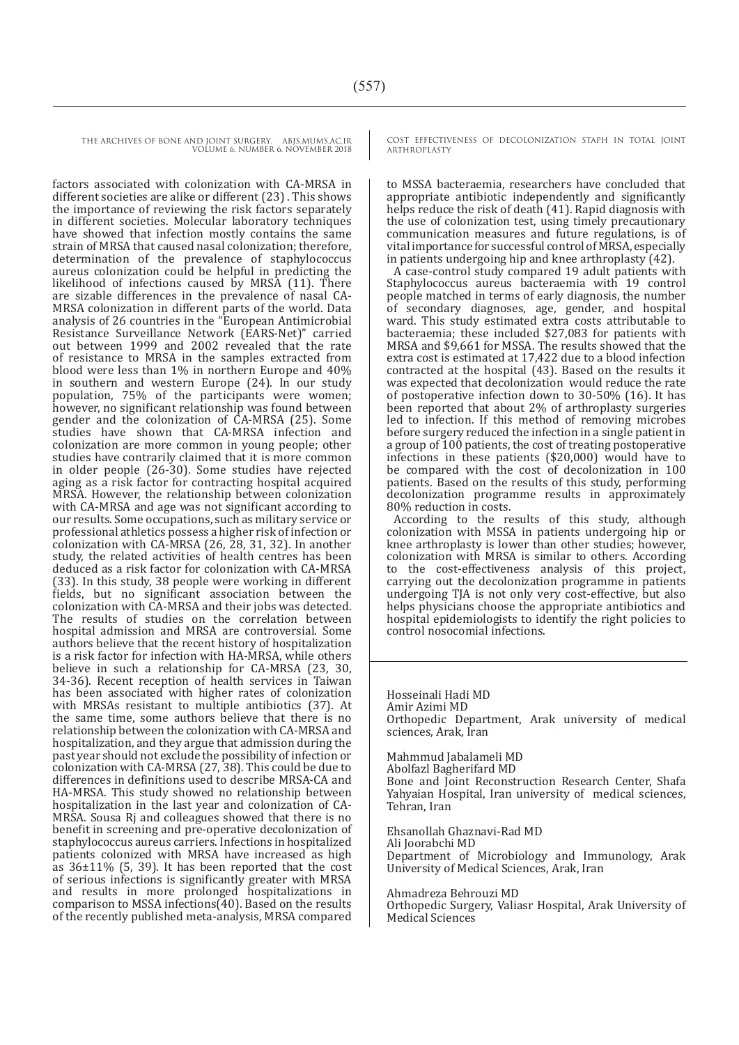factors associated with colonization with CA-MRSA in different societies are alike or different (23) . This shows the importance of reviewing the risk factors separately in different societies. Molecular laboratory techniques have showed that infection mostly contains the same strain of MRSA that caused nasal colonization; therefore, determination of the prevalence of staphylococcus aureus colonization could be helpful in predicting the likelihood of infections caused by MRSA (11). There are sizable differences in the prevalence of nasal CA-MRSA colonization in different parts of the world. Data analysis of 26 countries in the "European Antimicrobial Resistance Surveillance Network (EARS-Net)" carried out between 1999 and 2002 revealed that the rate of resistance to MRSA in the samples extracted from blood were less than 1% in northern Europe and 40% in southern and western Europe (24). In our study population, 75% of the participants were women; however, no significant relationship was found between gender and the colonization of CA-MRSA (25). Some studies have shown that CA-MRSA infection and colonization are more common in young people; other studies have contrarily claimed that it is more common in older people (26-30). Some studies have rejected aging as a risk factor for contracting hospital acquired MRSA. However, the relationship between colonization with CA-MRSA and age was not significant according to our results. Some occupations, such as military service or professional athletics possess a higher risk of infection or colonization with CA-MRSA (26, 28, 31, 32). In another study, the related activities of health centres has been deduced as a risk factor for colonization with CA-MRSA (33). In this study, 38 people were working in different fields, but no significant association between the colonization with CA-MRSA and their jobs was detected. The results of studies on the correlation between hospital admission and MRSA are controversial. Some authors believe that the recent history of hospitalization is a risk factor for infection with HA-MRSA, while others believe in such a relationship for CA-MRSA (23, 30, 34-36). Recent reception of health services in Taiwan has been associated with higher rates of colonization with MRSAs resistant to multiple antibiotics (37). At the same time, some authors believe that there is no relationship between the colonization with CA-MRSA and hospitalization, and they argue that admission during the past year should not exclude the possibility of infection or colonization with CA-MRSA (27, 38). This could be due to differences in definitions used to describe MRSA-CA and HA-MRSA. This study showed no relationship between hospitalization in the last year and colonization of CA-MRSA. Sousa Rj and colleagues showed that there is no benefit in screening and pre-operative decolonization of staphylococcus aureus carriers. Infections in hospitalized patients colonized with MRSA have increased as high as 36±11% (5, 39). It has been reported that the cost of serious infections is significantly greater with MRSA and results in more prolonged hospitalizations in comparison to MSSA infections(40). Based on the results of the recently published meta-analysis, MRSA compared to MSSA bacteraemia, researchers have concluded that appropriate antibiotic independently and significantly helps reduce the risk of death (41). Rapid diagnosis with the use of colonization test, using timely precautionary communication measures and future regulations, is of vital importance for successful control of MRSA, especially in patients undergoing hip and knee arthroplasty (42).

A case-control study compared 19 adult patients with Staphylococcus aureus bacteraemia with 19 control people matched in terms of early diagnosis, the number of secondary diagnoses, age, gender, and hospital ward. This study estimated extra costs attributable to bacteraemia; these included $27,083 for patients with MRSA and $9,661 for MSSA. The results showed that the extra cost is estimated at 17,422 due to a blood infection contracted at the hospital (43). Based on the results it was expected that decolonization would reduce the rate of postoperative infection down to 30-50% (16). It has been reported that about 2% of arthroplasty surgeries led to infection. If this method of removing microbes before surgery reduced the infection in a single patient in a group of 100 patients, the cost of treating postoperative infections in these patients ($20,000) would have to be compared with the cost of decolonization in 100 patients. Based on the results of this study, performing decolonization programme results in approximately 80% reduction in costs.

According to the results of this study, although colonization with MSSA in patients undergoing hip or knee arthroplasty is lower than other studies; however, colonization with MRSA is similar to others. According to the cost-effectiveness analysis of this project, carrying out the decolonization programme in patients undergoing TJA is not only very cost-effective, but also helps physicians choose the appropriate antibiotics and hospital epidemiologists to identify the right policies to control nosocomial infections.

Hosseinali Hadi MD
Amir Azimi MD
Orthopedic Department, Arak university of medical sciences, Arak, Iran

Mahmmud Jabalameli MD
Abolfazl Bagherifard MD
Bone and Joint Reconstruction Research Center, Shafa Yahyaian Hospital, Iran university of medical sciences, Tehran, Iran

Ehsanollah Ghaznavi-Rad MD
Ali Joorabchi MD
Department of Microbiology and Immunology, Arak University of Medical Sciences, Arak, Iran

Ahmadreza Behrouzi MD
Orthopedic Surgery, Valiasr Hospital, Arak University of Medical Sciences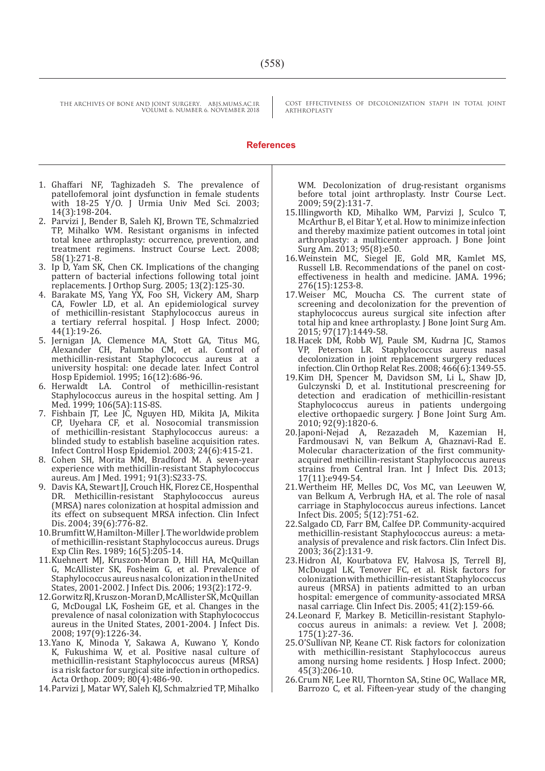## References

1. Ghaffari NF, Taghizadeh S. The prevalence of patellofemoral joint dysfunction in female students with 18-25 Y/O. J Urmia Univ Med Sci. 2003; 14(3):198-204.
2. Parvizi J, Bender B, Saleh KJ, Brown TE, Schmalzried TP, Mihalko WM. Resistant organisms in infected total knee arthroplasty: occurrence, prevention, and treatment regimens. Instruct Course Lect. 2008; 58(1):271-8.
3. Ip D, Yam SK, Chen CK. Implications of the changing pattern of bacterial infections following total joint replacements. J Orthop Surg. 2005; 13(2):125-30.
4. Barakate MS, Yang YX, Foo SH, Vickery AM, Sharp CA, Fowler LD, et al. An epidemiological survey of methicillin-resistant Staphylococcus aureus in a tertiary referral hospital. J Hosp Infect. 2000; 44(1):19-26.
5. Jernigan JA, Clemence MA, Stott GA, Titus MG, Alexander CH, Palumbo CM, et al. Control of methicillin-resistant Staphylococcus aureus at a university hospital: one decade later. Infect Control Hosp Epidemiol. 1995; 16(12):686-96.
6. Herwaldt LA. Control of methicillin-resistant Staphylococcus aureus in the hospital setting. Am J Med. 1999; 106(5A):11S-8S.
7. Fishbain JT, Lee JC, Nguyen HD, Mikita JA, Mikita CP, Uyehara CF, et al. Nosocomial transmission of methicillin-resistant Staphylococcus aureus: a blinded study to establish baseline acquisition rates. Infect Control Hosp Epidemiol. 2003; 24(6):415-21.
8. Cohen SH, Morita MM, Bradford M. A seven-year experience with methicillin-resistant Staphylococcus aureus. Am J Med. 1991; 91(3):S233-7S.
9. Davis KA, Stewart JJ, Crouch HK, Florez CE, Hospenthal DR. Methicillin-resistant Staphylococcus aureus (MRSA) nares colonization at hospital admission and its effect on subsequent MRSA infection. Clin Infect Dis. 2004; 39(6):776-82.
10. Brumfitt W, Hamilton-Miller J. The worldwide problem of methicillin-resistant Staphylococcus aureus. Drugs Exp Clin Res. 1989; 16(5):205-14.
11. Kuehnert MJ, Kruszon-Moran D, Hill HA, McQuillan G, McAllister SK, Fosheim G, et al. Prevalence of Staphylococcus aureus nasal colonization in the United States, 2001-2002. J Infect Dis. 2006; 193(2):172-9.
12. Gorwitz RJ, Kruszon-Moran D, McAllister SK, McQuillan G, McDougal LK, Fosheim GE, et al. Changes in the prevalence of nasal colonization with Staphylococcus aureus in the United States, 2001-2004. J Infect Dis. 2008; 197(9):1226-34.
13. Yano K, Minoda Y, Sakawa A, Kuwano Y, Kondo K, Fukushima W, et al. Positive nasal culture of methicillin-resistant Staphylococcus aureus (MRSA) is a risk factor for surgical site infection in orthopedics. Acta Orthop. 2009; 80(4):486-90.
14. Parvizi J, Matar WY, Saleh KJ, Schmalzried TP, Mihalko WM. Decolonization of drug-resistant organisms before total joint arthroplasty. Instr Course Lect. 2009; 59(2):131-7.
15. Illingworth KD, Mihalko WM, Parvizi J, Sculco T, McArthur B, el Bitar Y, et al. How to minimize infection and thereby maximize patient outcomes in total joint arthroplasty: a multicenter approach. J Bone Joint Surg Am. 2013; 95(8):e50.
16. Weinstein MC, Siegel JE, Gold MR, Kamlet MS, Russell LB. Recommendations of the panel on cost-effectiveness in health and medicine. JAMA. 1996; 276(15):1253-8.
17. Weiser MC, Moucha CS. The current state of screening and decolonization for the prevention of staphylococcus aureus surgical site infection after total hip and knee arthroplasty. J Bone Joint Surg Am. 2015; 97(17):1449-58.
18. Hacek DM, Robb WJ, Paule SM, Kudrna JC, Stamos VP, Peterson LR. Staphylococcus aureus nasal decolonization in joint replacement surgery reduces infection. Clin Orthop Relat Res. 2008; 466(6):1349-55.
19. Kim DH, Spencer M, Davidson SM, Li L, Shaw JD, Gulczynski D, et al. Institutional prescreening for detection and eradication of methicillin-resistant Staphylococcus aureus in patients undergoing elective orthopaedic surgery. J Bone Joint Surg Am. 2010; 92(9):1820-6.
20. Japoni-Nejad A, Rezazadeh M, Kazemian H, Fardmousavi N, van Belkum A, Ghaznavi-Rad E. Molecular characterization of the first community-acquired methicillin-resistant Staphylococcus aureus strains from Central Iran. Int J Infect Dis. 2013; 17(11):e949-54.
21. Wertheim HF, Melles DC, Vos MC, van Leeuwen W, van Belkum A, Verbrugh HA, et al. The role of nasal carriage in Staphylococcus aureus infections. Lancet Infect Dis. 2005; 5(12):751-62.
22. Salgado CD, Farr BM, Calfee DP. Community-acquired methicillin-resistant Staphylococcus aureus: a meta-analysis of prevalence and risk factors. Clin Infect Dis. 2003; 36(2):131-9.
23. Hidron AI, Kourbatova EV, Halvosa JS, Terrell BJ, McDougal LK, Tenover FC, et al. Risk factors for colonization with methicillin-resistant Staphylococcus aureus (MRSA) in patients admitted to an urban hospital: emergence of community-associated MRSA nasal carriage. Clin Infect Dis. 2005; 41(2):159-66.
24. Leonard F, Markey B. Meticillin-resistant Staphylococcus aureus in animals: a review. Vet J. 2008; 175(1):27-36.
25. O'Sullivan NP, Keane CT. Risk factors for colonization with methicillin-resistant Staphylococcus aureus among nursing home residents. J Hosp Infect. 2000; 45(3):206-10.
26. Crum NF, Lee RU, Thornton SA, Stine OC, Wallace MR, Barrozo C, et al. Fifteen-year study of the changing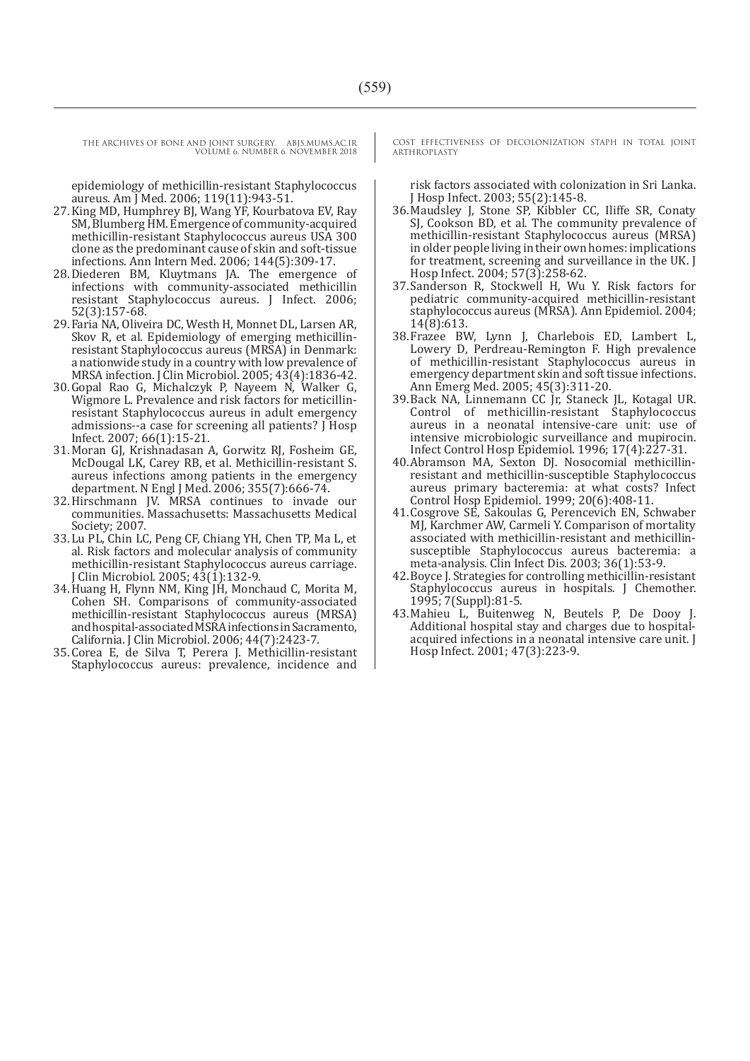epidemiology of methicillin-resistant Staphylococcus aureus. Am J Med. 2006; 119(11):943-51.

27. King MD, Humphrey BJ, Wang YF, Kourbatova EV, Ray SM, Blumberg HM. Emergence of community-acquired methicillin-resistant Staphylococcus aureus USA 300 clone as the predominant cause of skin and soft-tissue infections. Ann Intern Med. 2006; 144(5):309-17.
28. Diederen BM, Kluytmans JA. The emergence of infections with community-associated methicillin resistant Staphylococcus aureus. J Infect. 2006; 52(3):157-68.
29. Faria NA, Oliveira DC, Westh H, Monnet DL, Larsen AR, Skov R, et al. Epidemiology of emerging methicillin-resistant Staphylococcus aureus (MRSA) in Denmark: a nationwide study in a country with low prevalence of MRSA infection. J Clin Microbiol. 2005; 43(4):1836-42.
30. Gopal Rao G, Michalczyk P, Nayeem N, Walker G, Wigmore L. Prevalence and risk factors for meticillin-resistant Staphylococcus aureus in adult emergency admissions--a case for screening all patients? J Hosp Infect. 2007; 66(1):15-21.
31. Moran GJ, Krishnadasan A, Gorwitz RJ, Fosheim GE, McDougal LK, Carey RB, et al. Methicillin-resistant S. aureus infections among patients in the emergency department. N Engl J Med. 2006; 355(7):666-74.
32. Hirschmann JV. MRSA continues to invade our communities. Massachusetts: Massachusetts Medical Society; 2007.
33. Lu PL, Chin LC, Peng CF, Chiang YH, Chen TP, Ma L, et al. Risk factors and molecular analysis of community methicillin-resistant Staphylococcus aureus carriage. J Clin Microbiol. 2005; 43(1):132-9.
34. Huang H, Flynn NM, King JH, Monchaud C, Morita M, Cohen SH. Comparisons of community-associated methicillin-resistant Staphylococcus aureus (MRSA) and hospital-associated MSRA infections in Sacramento, California. J Clin Microbiol. 2006; 44(7):2423-7.
35. Corea E, de Silva T, Perera J. Methicillin-resistant Staphylococcus aureus: prevalence, incidence and risk factors associated with colonization in Sri Lanka. J Hosp Infect. 2003; 55(2):145-8.
36. Maudsley J, Stone SP, Kibbler CC, Iliffe SR, Conaty SJ, Cookson BD, et al. The community prevalence of methicillin-resistant Staphylococcus aureus (MRSA) in older people living in their own homes: implications for treatment, screening and surveillance in the UK. J Hosp Infect. 2004; 57(3):258-62.
37. Sanderson R, Stockwell H, Wu Y. Risk factors for pediatric community-acquired methicillin-resistant staphylococcus aureus (MRSA). Ann Epidemiol. 2004; 14(8):613.
38. Frazee BW, Lynn J, Charlebois ED, Lambert L, Lowery D, Perdreau-Remington F. High prevalence of methicillin-resistant Staphylococcus aureus in emergency department skin and soft tissue infections. Ann Emerg Med. 2005; 45(3):311-20.
39. Back NA, Linnemann CC Jr, Staneck JL, Kotagal UR. Control of methicillin-resistant Staphylococcus aureus in a neonatal intensive-care unit: use of intensive microbiologic surveillance and mupirocin. Infect Control Hosp Epidemiol. 1996; 17(4):227-31.
40. Abramson MA, Sexton DJ. Nosocomial methicillin-resistant and methicillin-susceptible Staphylococcus aureus primary bacteremia: at what costs? Infect Control Hosp Epidemiol. 1999; 20(6):408-11.
41. Cosgrove SE, Sakoulas G, Perencevich EN, Schwaber MJ, Karchmer AW, Carmeli Y. Comparison of mortality associated with methicillin-resistant and methicillin-susceptible Staphylococcus aureus bacteremia: a meta-analysis. Clin Infect Dis. 2003; 36(1):53-9.
42. Boyce J. Strategies for controlling methicillin-resistant Staphylococcus aureus in hospitals. J Chemother. 1995; 7(Suppl):81-5.
43. Mahieu L, Buitenweg N, Beutels P, De Dooy J. Additional hospital stay and charges due to hospital-acquired infections in a neonatal intensive care unit. J Hosp Infect. 2001; 47(3):223-9.